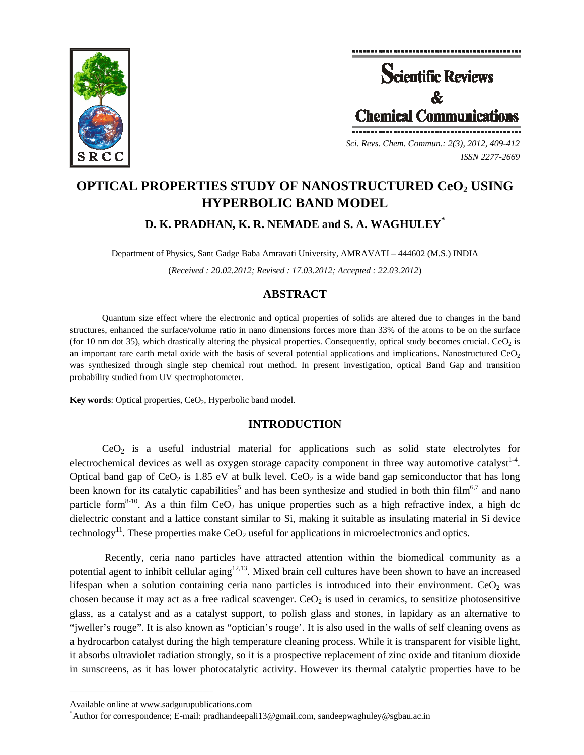# OPTICAL PROPERTIES STUDY OF NANOSTRUCTURED $CeO_2$ USING HYPERBOLIC BAND MODEL

## D. K. PRADHAN, K. R. NEMADE and S. A. WAGHULEY*

Department of Physics, Sant Gadge Baba Amravati University, AMRAVATI – 444602 (M.S.) INDIA

(*Received : 20.02.2012; Revised : 17.03.2012; Accepted : 22.03.2012*)

## ABSTRACT

Quantum size effect where the electronic and optical properties of solids are altered due to changes in the band structures, enhanced the surface/volume ratio in nano dimensions forces more than 33% of the atoms to be on the surface (for 10 nm dot 35), which drastically altering the physical properties. Consequently, optical study becomes crucial. $CeO_2$ is an important rare earth metal oxide with the basis of several potential applications and implications. Nanostructured $CeO_2$ was synthesized through single step chemical rout method. In present investigation, optical Band Gap and transition probability studied from UV spectrophotometer.

**Key words**: Optical properties, $CeO_2$, Hyperbolic band model.

## INTRODUCTION

$CeO_2$ is a useful industrial material for applications such as solid state electrolytes for electrochemical devices as well as oxygen storage capacity component in three way automotive catalyst[1-4]. Optical band gap of $CeO_2$ is 1.85 eV at bulk level. $CeO_2$ is a wide band gap semiconductor that has long been known for its catalytic capabilities[5] and has been synthesize and studied in both thin film[6,7] and nano particle form[8-10]. As a thin film $CeO_2$ has unique properties such as a high refractive index, a high dc dielectric constant and a lattice constant similar to Si, making it suitable as insulating material in Si device technology[11]. These properties make $CeO_2$ useful for applications in microelectronics and optics.

Recently, ceria nano particles have attracted attention within the biomedical community as a potential agent to inhibit cellular aging[12,13]. Mixed brain cell cultures have been shown to have an increased lifespan when a solution containing ceria nano particles is introduced into their environment. $CeO_2$ was chosen because it may act as a free radical scavenger. $CeO_2$ is used in ceramics, to sensitize photosensitive glass, as a catalyst and as a catalyst support, to polish glass and stones, in lapidary as an alternative to "jweller's rouge". It is also known as "optician's rouge'. It is also used in the walls of self cleaning ovens as a hydrocarbon catalyst during the high temperature cleaning process. While it is transparent for visible light, it absorbs ultraviolet radiation strongly, so it is a prospective replacement of zinc oxide and titanium dioxide in sunscreens, as it has lower photocatalytic activity. However its thermal catalytic properties have to be

---

Available online at www.sadgurupublications.com

*Author for correspondence; E-mail: pradhandeepali13@gmail.com, sandeepwaghuley@sgbau.ac.in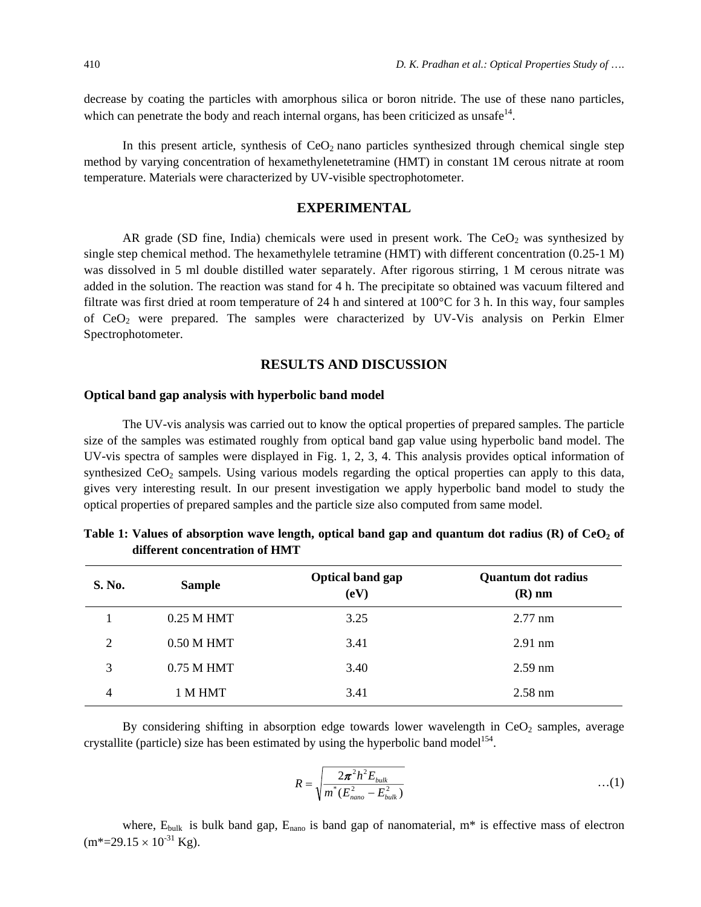decrease by coating the particles with amorphous silica or boron nitride. The use of these nano particles, which can penetrate the body and reach internal organs, has been criticized as unsafe[14].

In this present article, synthesis of $CeO_2$ nano particles synthesized through chemical single step method by varying concentration of hexamethylenetetramine (HMT) in constant 1M cerous nitrate at room temperature. Materials were characterized by UV-visible spectrophotometer.

## EXPERIMENTAL

AR grade (SD fine, India) chemicals were used in present work. The $CeO_2$ was synthesized by single step chemical method. The hexamethylele tetramine (HMT) with different concentration (0.25-1 M) was dissolved in 5 ml double distilled water separately. After rigorous stirring, 1 M cerous nitrate was added in the solution. The reaction was stand for 4 h. The precipitate so obtained was vacuum filtered and filtrate was first dried at room temperature of 24 h and sintered at 100°C for 3 h. In this way, four samples of $CeO_2$ were prepared. The samples were characterized by UV-Vis analysis on Perkin Elmer Spectrophotometer.

## RESULTS AND DISCUSSION

### Optical band gap analysis with hyperbolic band model

The UV-vis analysis was carried out to know the optical properties of prepared samples. The particle size of the samples was estimated roughly from optical band gap value using hyperbolic band model. The UV-vis spectra of samples were displayed in Fig. 1, 2, 3, 4. This analysis provides optical information of synthesized $CeO_2$ sampels. Using various models regarding the optical properties can apply to this data, gives very interesting result. In our present investigation we apply hyperbolic band model to study the optical properties of prepared samples and the particle size also computed from same model.

**Table 1: Values of absorption wave length, optical band gap and quantum dot radius (R) of $CeO_2$ of different concentration of HMT**

| S. No. | Sample | Optical band gap (eV) | Quantum dot radius (R) nm |
|---|---|---|---|
| 1 | 0.25 M HMT | 3.25 | 2.77 nm |
| 2 | 0.50 M HMT | 3.41 | 2.91 nm |
| 3 | 0.75 M HMT | 3.40 | 2.59 nm |
| 4 | 1 M HMT | 3.41 | 2.58 nm |

By considering shifting in absorption edge towards lower wavelength in $CeO_2$ samples, average crystallite (particle) size has been estimated by using the hyperbolic band model[154].

$$R = \sqrt{\frac{2\pi^2 h^2 E_{bulk}}{m^*(E_{nano}^2 - E_{bulk}^2)}} \quad \ldots(1)$$

where, $E_{bulk}$ is bulk band gap, $E_{nano}$ is band gap of nanomaterial, m* is effective mass of electron ($m^* = 29.15 \times 10^{-31}$ Kg).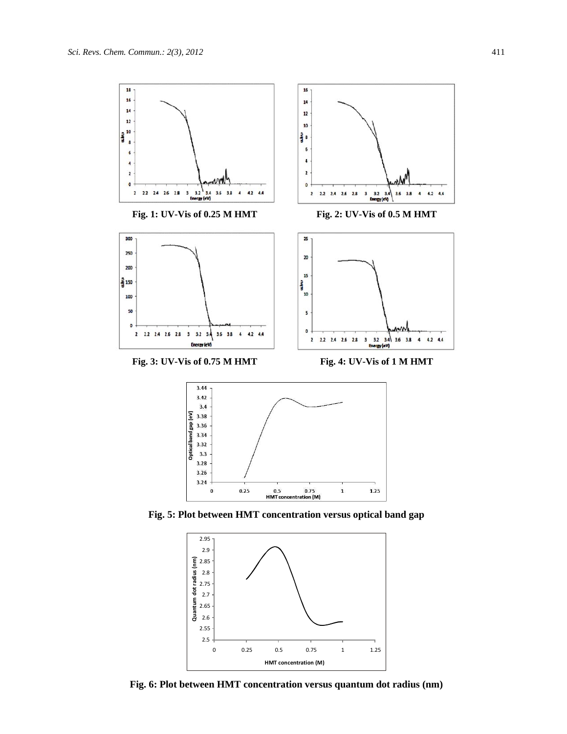Fig. 1: UV-Vis of 0.25 M HMT

Fig. 2: UV-Vis of 0.5 M HMT

Fig. 3: UV-Vis of 0.75 M HMT

Fig. 4: UV-Vis of 1 M HMT

Fig. 5: Plot between HMT concentration versus optical band gap

Fig. 6: Plot between HMT concentration versus quantum dot radius (nm)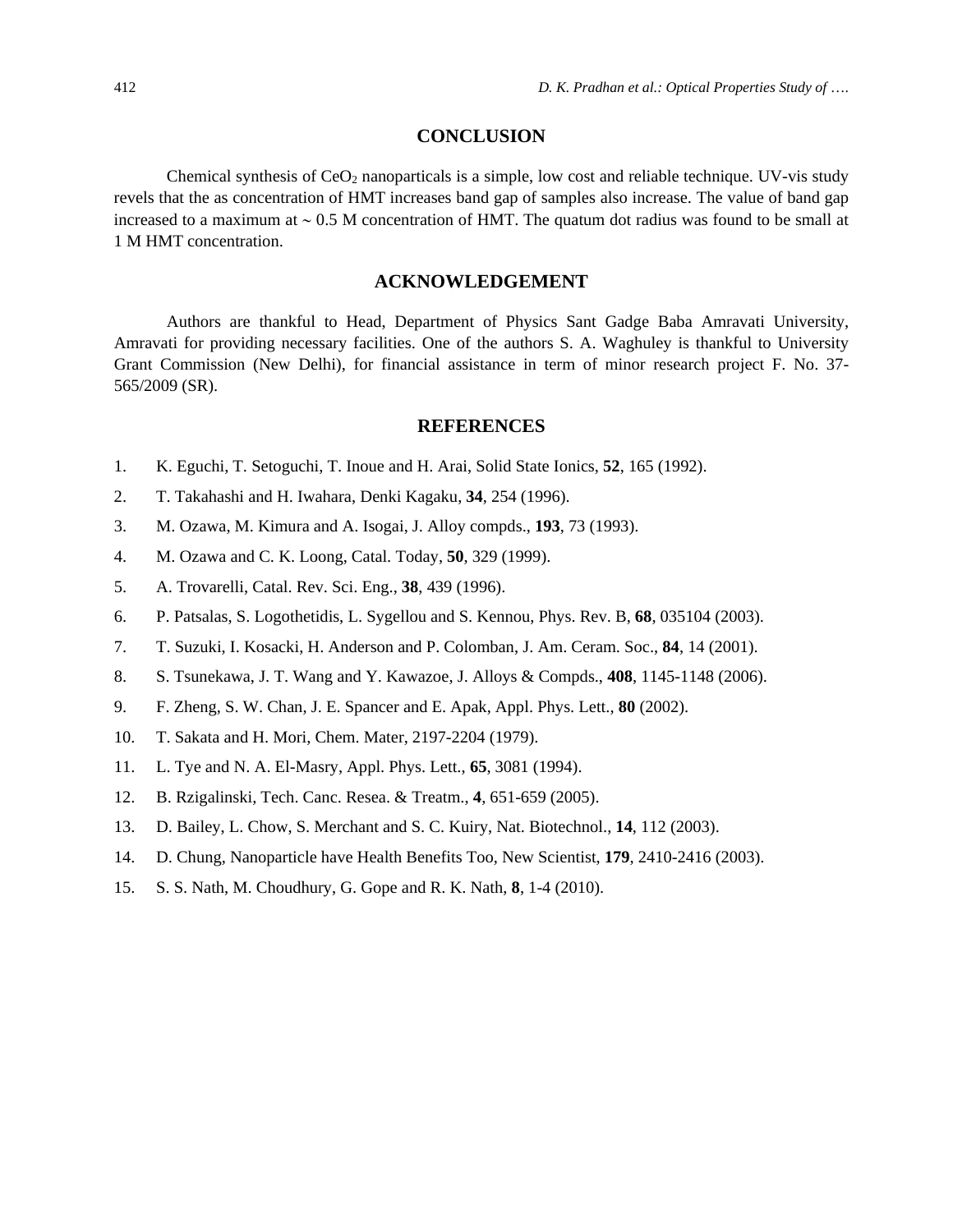## CONCLUSION

Chemical synthesis of $CeO_2$ nanoparticals is a simple, low cost and reliable technique. UV-vis study revels that the as concentration of HMT increases band gap of samples also increase. The value of band gap increased to a maximum at ~ 0.5 M concentration of HMT. The quatum dot radius was found to be small at 1 M HMT concentration.

## ACKNOWLEDGEMENT

Authors are thankful to Head, Department of Physics Sant Gadge Baba Amravati University, Amravati for providing necessary facilities. One of the authors S. A. Waghuley is thankful to University Grant Commission (New Delhi), for financial assistance in term of minor research project F. No. 37-565/2009 (SR).

## REFERENCES

1. K. Eguchi, T. Setoguchi, T. Inoue and H. Arai, Solid State Ionics, **52**, 165 (1992).
2. T. Takahashi and H. Iwahara, Denki Kagaku, **34**, 254 (1996).
3. M. Ozawa, M. Kimura and A. Isogai, J. Alloy compds., **193**, 73 (1993).
4. M. Ozawa and C. K. Loong, Catal. Today, **50**, 329 (1999).
5. A. Trovarelli, Catal. Rev. Sci. Eng., **38**, 439 (1996).
6. P. Patsalas, S. Logothetidis, L. Sygellou and S. Kennou, Phys. Rev. B, **68**, 035104 (2003).
7. T. Suzuki, I. Kosacki, H. Anderson and P. Colomban, J. Am. Ceram. Soc., **84**, 14 (2001).
8. S. Tsunekawa, J. T. Wang and Y. Kawazoe, J. Alloys & Compds., **408**, 1145-1148 (2006).
9. F. Zheng, S. W. Chan, J. E. Spancer and E. Apak, Appl. Phys. Lett., **80** (2002).
10. T. Sakata and H. Mori, Chem. Mater, 2197-2204 (1979).
11. L. Tye and N. A. El-Masry, Appl. Phys. Lett., **65**, 3081 (1994).
12. B. Rzigalinski, Tech. Canc. Resea. & Treatm., **4**, 651-659 (2005).
13. D. Bailey, L. Chow, S. Merchant and S. C. Kuiry, Nat. Biotechnol., **14**, 112 (2003).
14. D. Chung, Nanoparticle have Health Benefits Too, New Scientist, **179**, 2410-2416 (2003).
15. S. S. Nath, M. Choudhury, G. Gope and R. K. Nath, **8**, 1-4 (2010).